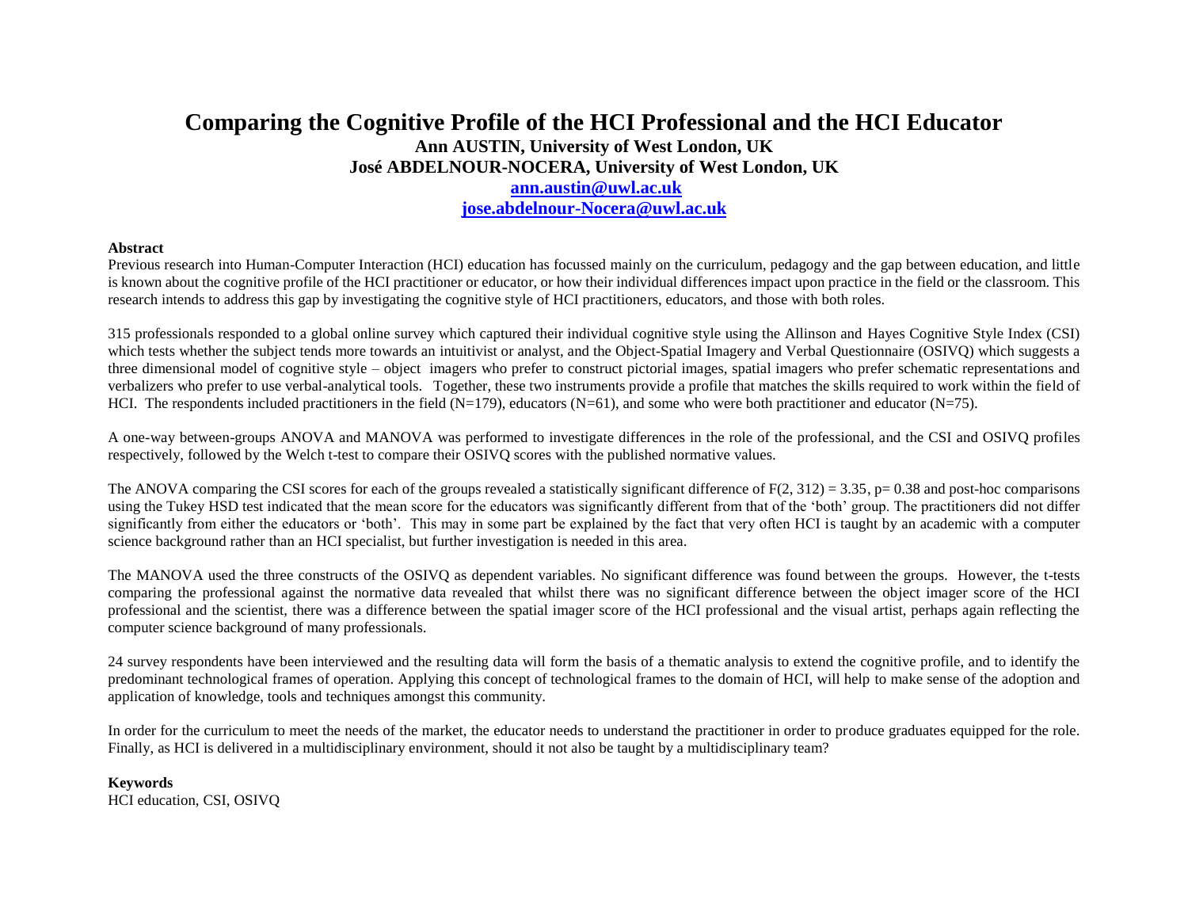# Comparing the Cognitive Profile of the HCI Professional and the HCI Educator

**Ann AUSTIN, University of West London, UK**
**José ABDELNOUR-NOCERA, University of West London, UK**
**ann.austin@uwl.ac.uk**
**jose.abdelnour-Nocera@uwl.ac.uk**

**Abstract**

Previous research into Human-Computer Interaction (HCI) education has focussed mainly on the curriculum, pedagogy and the gap between education, and little is known about the cognitive profile of the HCI practitioner or educator, or how their individual differences impact upon practice in the field or the classroom. This research intends to address this gap by investigating the cognitive style of HCI practitioners, educators, and those with both roles.

315 professionals responded to a global online survey which captured their individual cognitive style using the Allinson and Hayes Cognitive Style Index (CSI) which tests whether the subject tends more towards an intuitivist or analyst, and the Object-Spatial Imagery and Verbal Questionnaire (OSIVQ) which suggests a three dimensional model of cognitive style – object imagers who prefer to construct pictorial images, spatial imagers who prefer schematic representations and verbalizers who prefer to use verbal-analytical tools. Together, these two instruments provide a profile that matches the skills required to work within the field of HCI. The respondents included practitioners in the field ($N=179$), educators ($N=61$), and some who were both practitioner and educator ($N=75$).

A one-way between-groups ANOVA and MANOVA was performed to investigate differences in the role of the professional, and the CSI and OSIVQ profiles respectively, followed by the Welch t-test to compare their OSIVQ scores with the published normative values.

The ANOVA comparing the CSI scores for each of the groups revealed a statistically significant difference of $F(2, 312) = 3.35$, $p = 0.38$ and post-hoc comparisons using the Tukey HSD test indicated that the mean score for the educators was significantly different from that of the 'both' group. The practitioners did not differ significantly from either the educators or 'both'. This may in some part be explained by the fact that very often HCI is taught by an academic with a computer science background rather than an HCI specialist, but further investigation is needed in this area.

The MANOVA used the three constructs of the OSIVQ as dependent variables. No significant difference was found between the groups. However, the t-tests comparing the professional against the normative data revealed that whilst there was no significant difference between the object imager score of the HCI professional and the scientist, there was a difference between the spatial imager score of the HCI professional and the visual artist, perhaps again reflecting the computer science background of many professionals.

24 survey respondents have been interviewed and the resulting data will form the basis of a thematic analysis to extend the cognitive profile, and to identify the predominant technological frames of operation. Applying this concept of technological frames to the domain of HCI, will help to make sense of the adoption and application of knowledge, tools and techniques amongst this community.

In order for the curriculum to meet the needs of the market, the educator needs to understand the practitioner in order to produce graduates equipped for the role. Finally, as HCI is delivered in a multidisciplinary environment, should it not also be taught by a multidisciplinary team?

**Keywords**

HCI education, CSI, OSIVQ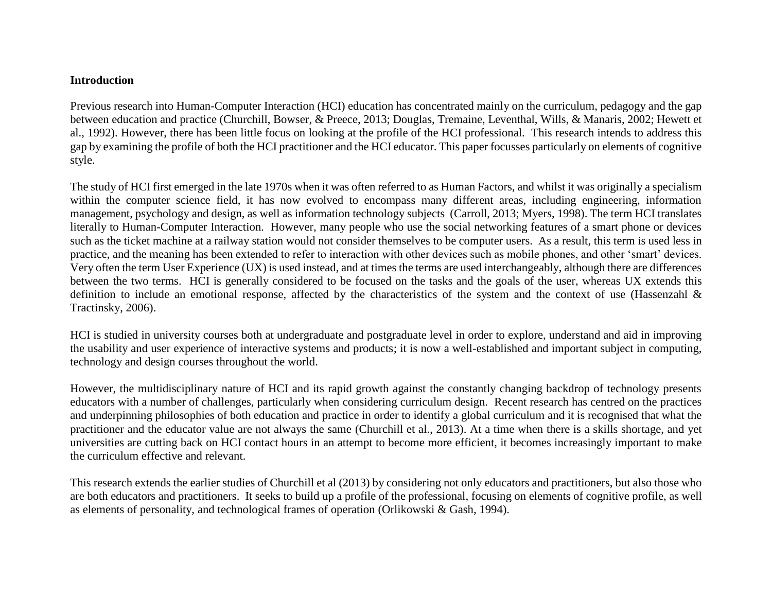**Introduction**

Previous research into Human-Computer Interaction (HCI) education has concentrated mainly on the curriculum, pedagogy and the gap between education and practice (Churchill, Bowser, & Preece, 2013; Douglas, Tremaine, Leventhal, Wills, & Manaris, 2002; Hewett et al., 1992). However, there has been little focus on looking at the profile of the HCI professional. This research intends to address this gap by examining the profile of both the HCI practitioner and the HCI educator. This paper focusses particularly on elements of cognitive style.

The study of HCI first emerged in the late 1970s when it was often referred to as Human Factors, and whilst it was originally a specialism within the computer science field, it has now evolved to encompass many different areas, including engineering, information management, psychology and design, as well as information technology subjects (Carroll, 2013; Myers, 1998). The term HCI translates literally to Human-Computer Interaction. However, many people who use the social networking features of a smart phone or devices such as the ticket machine at a railway station would not consider themselves to be computer users. As a result, this term is used less in practice, and the meaning has been extended to refer to interaction with other devices such as mobile phones, and other 'smart' devices. Very often the term User Experience (UX) is used instead, and at times the terms are used interchangeably, although there are differences between the two terms. HCI is generally considered to be focused on the tasks and the goals of the user, whereas UX extends this definition to include an emotional response, affected by the characteristics of the system and the context of use (Hassenzahl & Tractinsky, 2006).

HCI is studied in university courses both at undergraduate and postgraduate level in order to explore, understand and aid in improving the usability and user experience of interactive systems and products; it is now a well-established and important subject in computing, technology and design courses throughout the world.

However, the multidisciplinary nature of HCI and its rapid growth against the constantly changing backdrop of technology presents educators with a number of challenges, particularly when considering curriculum design. Recent research has centred on the practices and underpinning philosophies of both education and practice in order to identify a global curriculum and it is recognised that what the practitioner and the educator value are not always the same (Churchill et al., 2013). At a time when there is a skills shortage, and yet universities are cutting back on HCI contact hours in an attempt to become more efficient, it becomes increasingly important to make the curriculum effective and relevant.

This research extends the earlier studies of Churchill et al (2013) by considering not only educators and practitioners, but also those who are both educators and practitioners. It seeks to build up a profile of the professional, focusing on elements of cognitive profile, as well as elements of personality, and technological frames of operation (Orlikowski & Gash, 1994).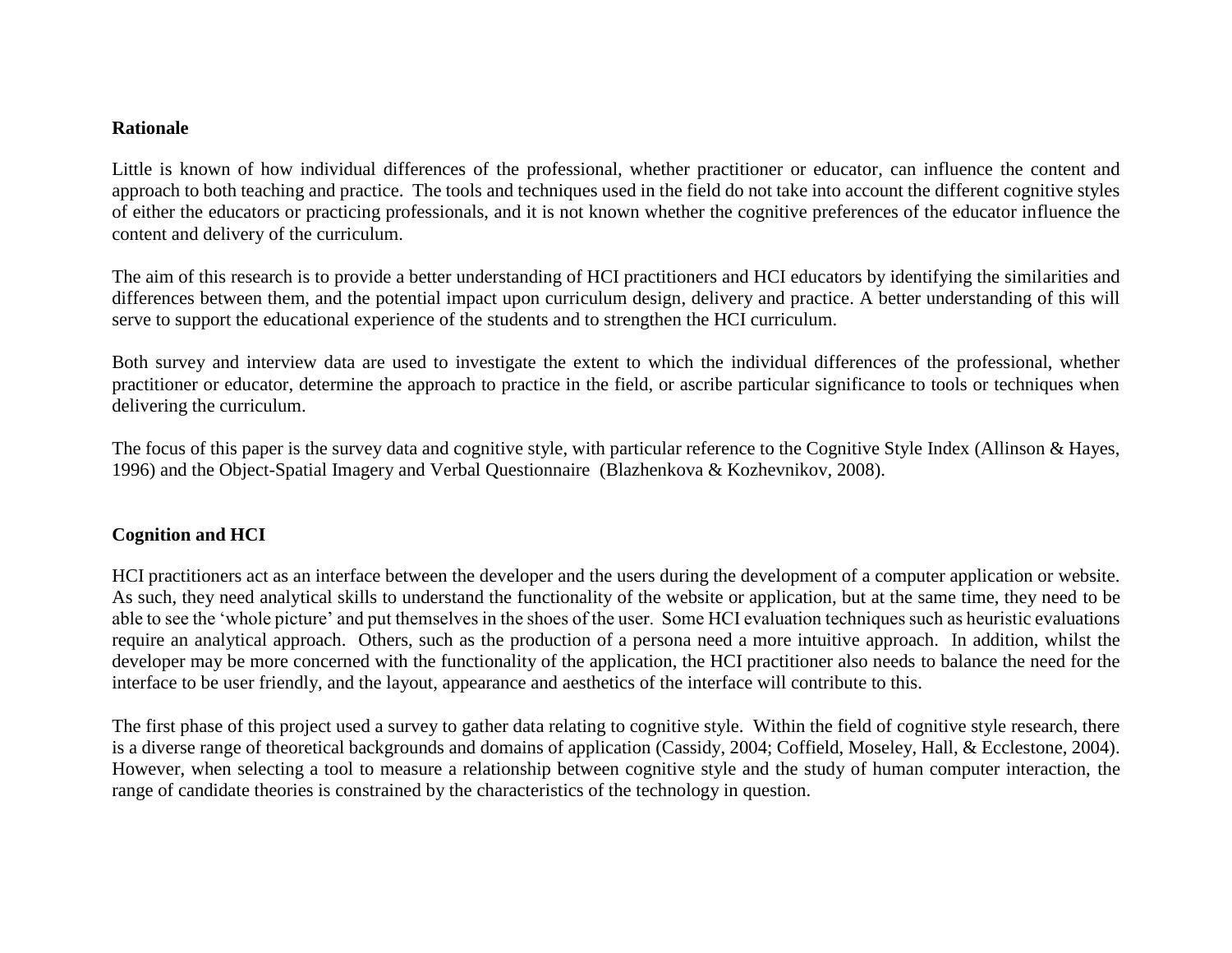**Rationale**

Little is known of how individual differences of the professional, whether practitioner or educator, can influence the content and approach to both teaching and practice. The tools and techniques used in the field do not take into account the different cognitive styles of either the educators or practicing professionals, and it is not known whether the cognitive preferences of the educator influence the content and delivery of the curriculum.

The aim of this research is to provide a better understanding of HCI practitioners and HCI educators by identifying the similarities and differences between them, and the potential impact upon curriculum design, delivery and practice. A better understanding of this will serve to support the educational experience of the students and to strengthen the HCI curriculum.

Both survey and interview data are used to investigate the extent to which the individual differences of the professional, whether practitioner or educator, determine the approach to practice in the field, or ascribe particular significance to tools or techniques when delivering the curriculum.

The focus of this paper is the survey data and cognitive style, with particular reference to the Cognitive Style Index (Allinson & Hayes, 1996) and the Object-Spatial Imagery and Verbal Questionnaire (Blazhenkova & Kozhevnikov, 2008).

**Cognition and HCI**

HCI practitioners act as an interface between the developer and the users during the development of a computer application or website. As such, they need analytical skills to understand the functionality of the website or application, but at the same time, they need to be able to see the 'whole picture' and put themselves in the shoes of the user. Some HCI evaluation techniques such as heuristic evaluations require an analytical approach. Others, such as the production of a persona need a more intuitive approach. In addition, whilst the developer may be more concerned with the functionality of the application, the HCI practitioner also needs to balance the need for the interface to be user friendly, and the layout, appearance and aesthetics of the interface will contribute to this.

The first phase of this project used a survey to gather data relating to cognitive style. Within the field of cognitive style research, there is a diverse range of theoretical backgrounds and domains of application (Cassidy, 2004; Coffield, Moseley, Hall, & Ecclestone, 2004). However, when selecting a tool to measure a relationship between cognitive style and the study of human computer interaction, the range of candidate theories is constrained by the characteristics of the technology in question.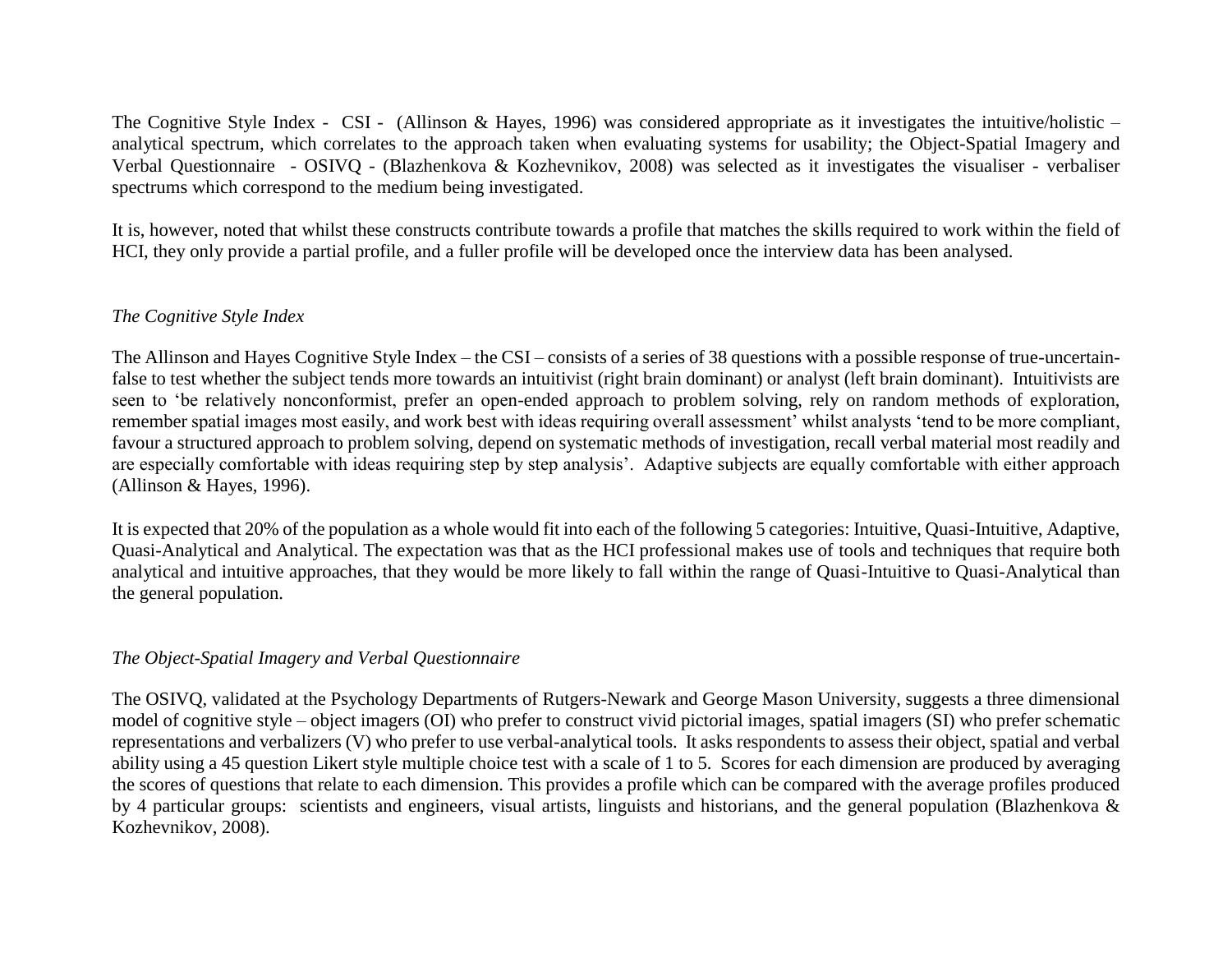The Cognitive Style Index - CSI - (Allinson & Hayes, 1996) was considered appropriate as it investigates the intuitive/holistic – analytical spectrum, which correlates to the approach taken when evaluating systems for usability; the Object-Spatial Imagery and Verbal Questionnaire - OSIVQ - (Blazhenkova & Kozhevnikov, 2008) was selected as it investigates the visualiser - verbaliser spectrums which correspond to the medium being investigated.

It is, however, noted that whilst these constructs contribute towards a profile that matches the skills required to work within the field of HCI, they only provide a partial profile, and a fuller profile will be developed once the interview data has been analysed.

*The Cognitive Style Index*

The Allinson and Hayes Cognitive Style Index – the CSI – consists of a series of 38 questions with a possible response of true-uncertain-false to test whether the subject tends more towards an intuitivist (right brain dominant) or analyst (left brain dominant). Intuitivists are seen to 'be relatively nonconformist, prefer an open-ended approach to problem solving, rely on random methods of exploration, remember spatial images most easily, and work best with ideas requiring overall assessment' whilst analysts 'tend to be more compliant, favour a structured approach to problem solving, depend on systematic methods of investigation, recall verbal material most readily and are especially comfortable with ideas requiring step by step analysis'. Adaptive subjects are equally comfortable with either approach (Allinson & Hayes, 1996).

It is expected that 20% of the population as a whole would fit into each of the following 5 categories: Intuitive, Quasi-Intuitive, Adaptive, Quasi-Analytical and Analytical. The expectation was that as the HCI professional makes use of tools and techniques that require both analytical and intuitive approaches, that they would be more likely to fall within the range of Quasi-Intuitive to Quasi-Analytical than the general population.

*The Object-Spatial Imagery and Verbal Questionnaire*

The OSIVQ, validated at the Psychology Departments of Rutgers-Newark and George Mason University, suggests a three dimensional model of cognitive style – object imagers (OI) who prefer to construct vivid pictorial images, spatial imagers (SI) who prefer schematic representations and verbalizers (V) who prefer to use verbal-analytical tools. It asks respondents to assess their object, spatial and verbal ability using a 45 question Likert style multiple choice test with a scale of 1 to 5. Scores for each dimension are produced by averaging the scores of questions that relate to each dimension. This provides a profile which can be compared with the average profiles produced by 4 particular groups: scientists and engineers, visual artists, linguists and historians, and the general population (Blazhenkova & Kozhevnikov, 2008).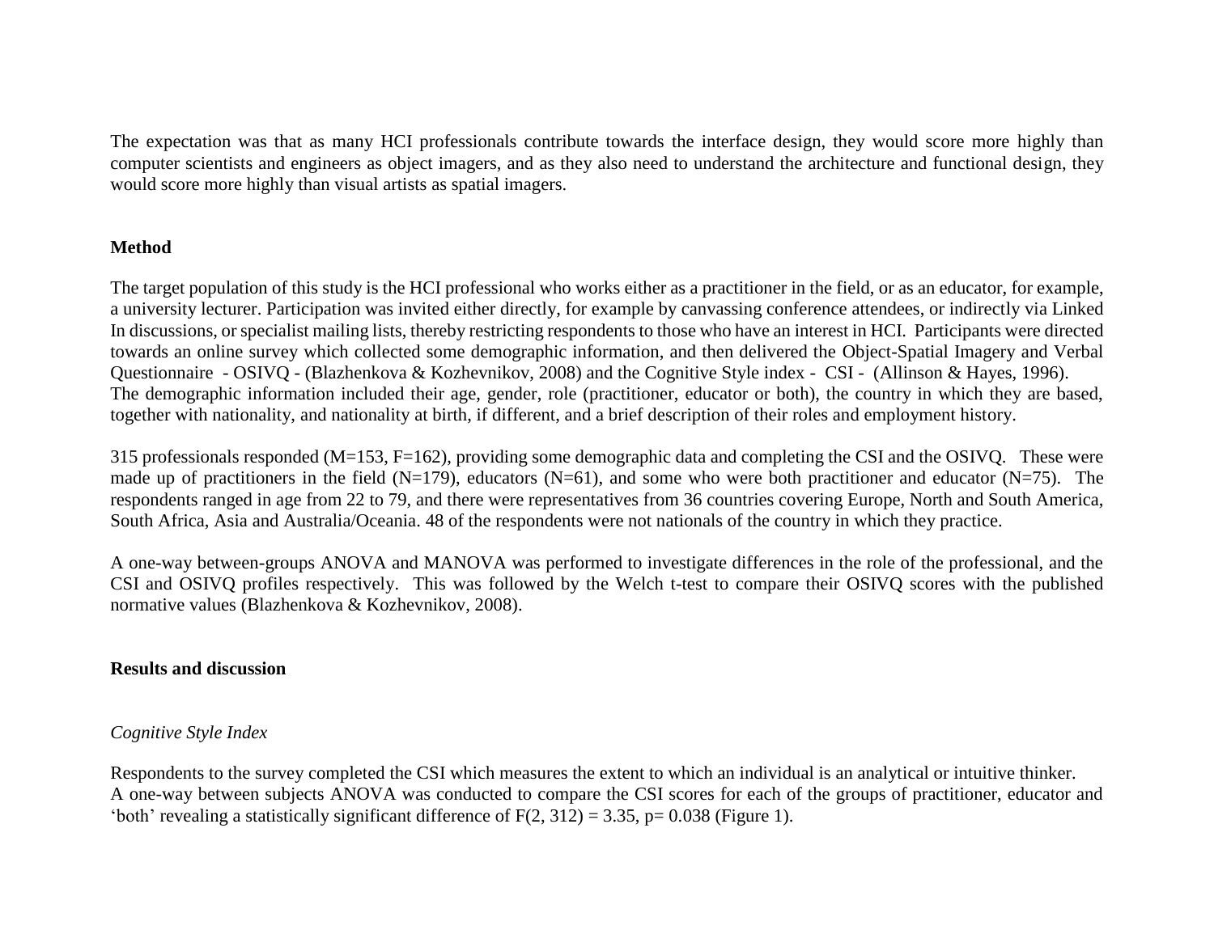The expectation was that as many HCI professionals contribute towards the interface design, they would score more highly than computer scientists and engineers as object imagers, and as they also need to understand the architecture and functional design, they would score more highly than visual artists as spatial imagers.

## Method

The target population of this study is the HCI professional who works either as a practitioner in the field, or as an educator, for example, a university lecturer. Participation was invited either directly, for example by canvassing conference attendees, or indirectly via Linked In discussions, or specialist mailing lists, thereby restricting respondents to those who have an interest in HCI. Participants were directed towards an online survey which collected some demographic information, and then delivered the Object-Spatial Imagery and Verbal Questionnaire - OSIVQ - (Blazhenkova & Kozhevnikov, 2008) and the Cognitive Style index - CSI - (Allinson & Hayes, 1996).
The demographic information included their age, gender, role (practitioner, educator or both), the country in which they are based, together with nationality, and nationality at birth, if different, and a brief description of their roles and employment history.

315 professionals responded (M=153, F=162), providing some demographic data and completing the CSI and the OSIVQ. These were made up of practitioners in the field (N=179), educators (N=61), and some who were both practitioner and educator (N=75). The respondents ranged in age from 22 to 79, and there were representatives from 36 countries covering Europe, North and South America, South Africa, Asia and Australia/Oceania. 48 of the respondents were not nationals of the country in which they practice.

A one-way between-groups ANOVA and MANOVA was performed to investigate differences in the role of the professional, and the CSI and OSIVQ profiles respectively. This was followed by the Welch t-test to compare their OSIVQ scores with the published normative values (Blazhenkova & Kozhevnikov, 2008).

## Results and discussion

### *Cognitive Style Index*

Respondents to the survey completed the CSI which measures the extent to which an individual is an analytical or intuitive thinker.
A one-way between subjects ANOVA was conducted to compare the CSI scores for each of the groups of practitioner, educator and 'both' revealing a statistically significant difference of $F(2, 312) = 3.35$, $p = 0.038$ (Figure 1).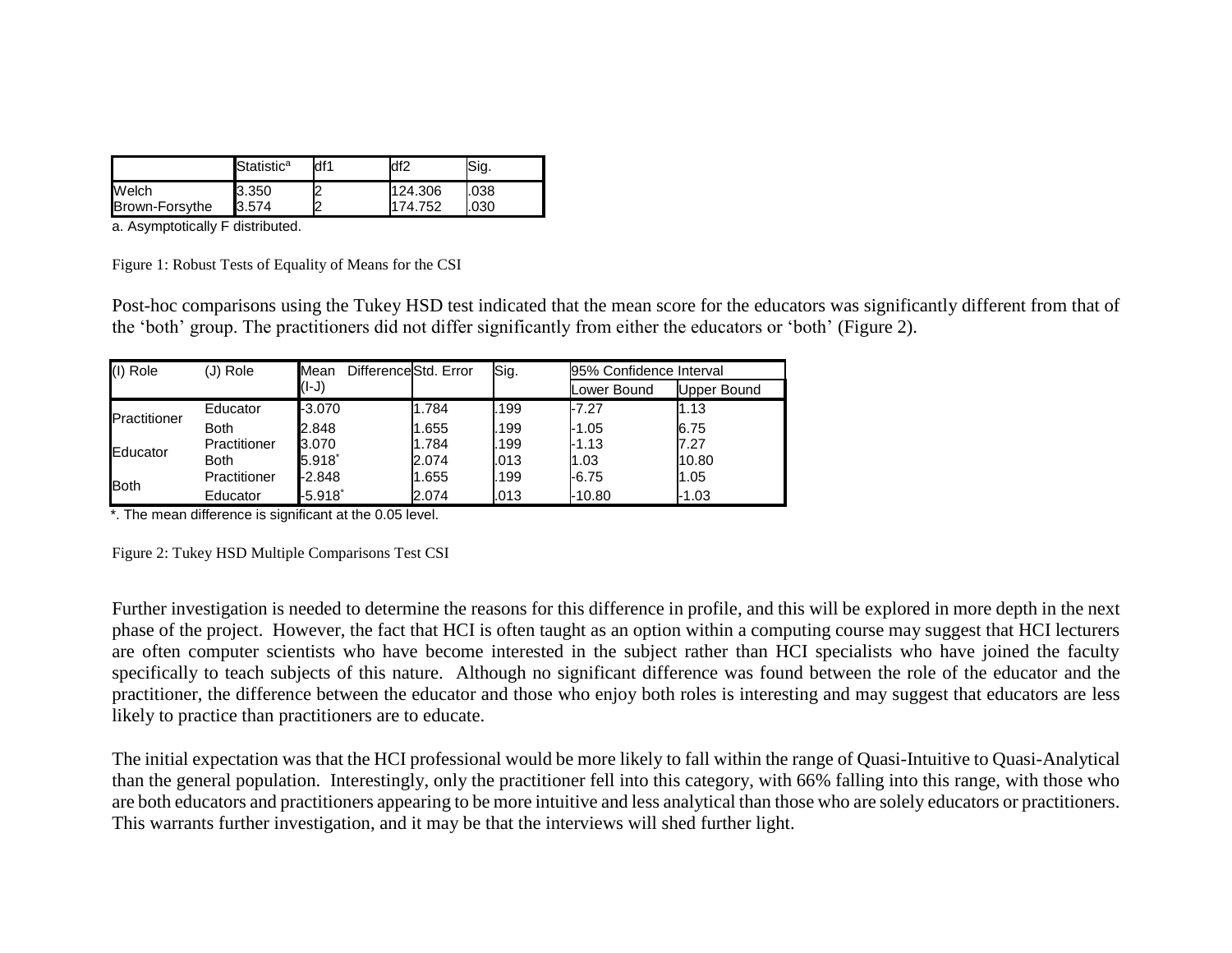| | Statistic[a] | df1 | df2 | Sig. |
|---|---|---|---|---|
| Welch | 3.350 | 2 | 124.306 | .038 |
| Brown-Forsythe | 3.574 | 2 | 174.752 | .030 |

a. Asymptotically F distributed.

Figure 1: Robust Tests of Equality of Means for the CSI

Post-hoc comparisons using the Tukey HSD test indicated that the mean score for the educators was significantly different from that of the 'both' group. The practitioners did not differ significantly from either the educators or 'both' (Figure 2).

| (I) Role | (J) Role | Mean Difference (I-J) | Std. Error | Sig. | 95% Confidence Interval | |
|---|---|---|---|---|---|---|
| | | | | | Lower Bound | Upper Bound |
| Practitioner | Educator | -3.070 | 1.784 | .199 | -7.27 | 1.13 |
| | Both | 2.848 | 1.655 | .199 | -1.05 | 6.75 |
| Educator | Practitioner | 3.070 | 1.784 | .199 | -1.13 | 7.27 |
| | Both | 5.918* | 2.074 | .013 | 1.03 | 10.80 |
| Both | Practitioner | -2.848 | 1.655 | .199 | -6.75 | 1.05 |
| | Educator | -5.918* | 2.074 | .013 | -10.80 | -1.03 |

*. The mean difference is significant at the 0.05 level.

Figure 2: Tukey HSD Multiple Comparisons Test CSI

Further investigation is needed to determine the reasons for this difference in profile, and this will be explored in more depth in the next phase of the project. However, the fact that HCI is often taught as an option within a computing course may suggest that HCI lecturers are often computer scientists who have become interested in the subject rather than HCI specialists who have joined the faculty specifically to teach subjects of this nature. Although no significant difference was found between the role of the educator and the practitioner, the difference between the educator and those who enjoy both roles is interesting and may suggest that educators are less likely to practice than practitioners are to educate.

The initial expectation was that the HCI professional would be more likely to fall within the range of Quasi-Intuitive to Quasi-Analytical than the general population. Interestingly, only the practitioner fell into this category, with 66% falling into this range, with those who are both educators and practitioners appearing to be more intuitive and less analytical than those who are solely educators or practitioners. This warrants further investigation, and it may be that the interviews will shed further light.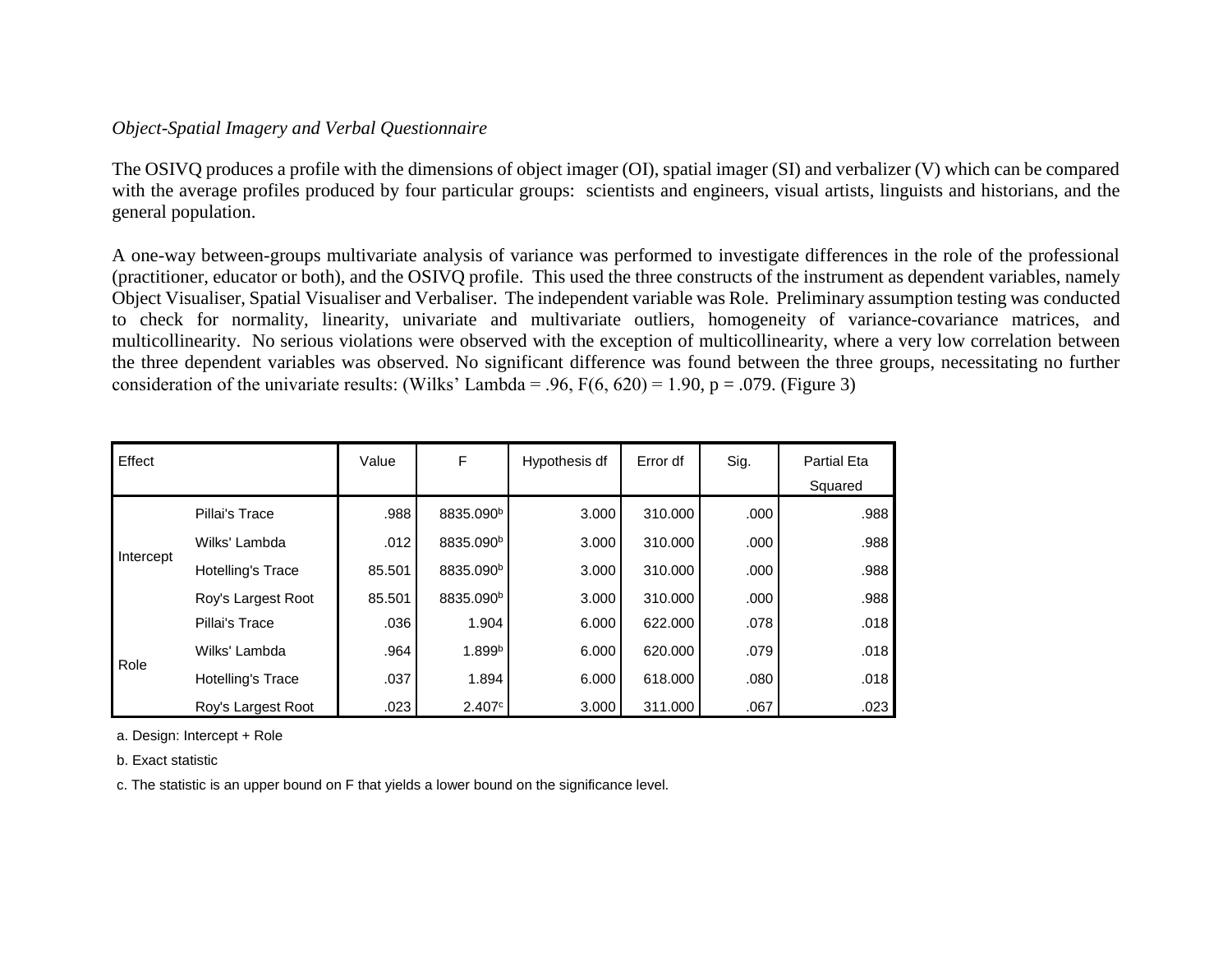*Object-Spatial Imagery and Verbal Questionnaire*

The OSIVQ produces a profile with the dimensions of object imager (OI), spatial imager (SI) and verbalizer (V) which can be compared with the average profiles produced by four particular groups: scientists and engineers, visual artists, linguists and historians, and the general population.

A one-way between-groups multivariate analysis of variance was performed to investigate differences in the role of the professional (practitioner, educator or both), and the OSIVQ profile. This used the three constructs of the instrument as dependent variables, namely Object Visualiser, Spatial Visualiser and Verbaliser. The independent variable was Role. Preliminary assumption testing was conducted to check for normality, linearity, univariate and multivariate outliers, homogeneity of variance-covariance matrices, and multicollinearity. No serious violations were observed with the exception of multicollinearity, where a very low correlation between the three dependent variables was observed. No significant difference was found between the three groups, necessitating no further consideration of the univariate results: (Wilks' Lambda = .96, $F(6, 620) = 1.90$, $p = .079$. (Figure 3)

| Effect | | Value | F | Hypothesis df | Error df | Sig. | Partial Eta Squared |
|---|---|---|---|---|---|---|---|
| Intercept | Pillai's Trace | .988 | 8835.090[b] | 3.000 | 310.000 | .000 | .988 |
| | Wilks' Lambda | .012 | 8835.090[b] | 3.000 | 310.000 | .000 | .988 |
| | Hotelling's Trace | 85.501 | 8835.090[b] | 3.000 | 310.000 | .000 | .988 |
| | Roy's Largest Root | 85.501 | 8835.090[b] | 3.000 | 310.000 | .000 | .988 |
| Role | Pillai's Trace | .036 | 1.904 | 6.000 | 622.000 | .078 | .018 |
| | Wilks' Lambda | .964 | 1.899[b] | 6.000 | 620.000 | .079 | .018 |
| | Hotelling's Trace | .037 | 1.894 | 6.000 | 618.000 | .080 | .018 |
| | Roy's Largest Root | .023 | 2.407[c] | 3.000 | 311.000 | .067 | .023 |

a. Design: Intercept + Role

b. Exact statistic

c. The statistic is an upper bound on F that yields a lower bound on the significance level.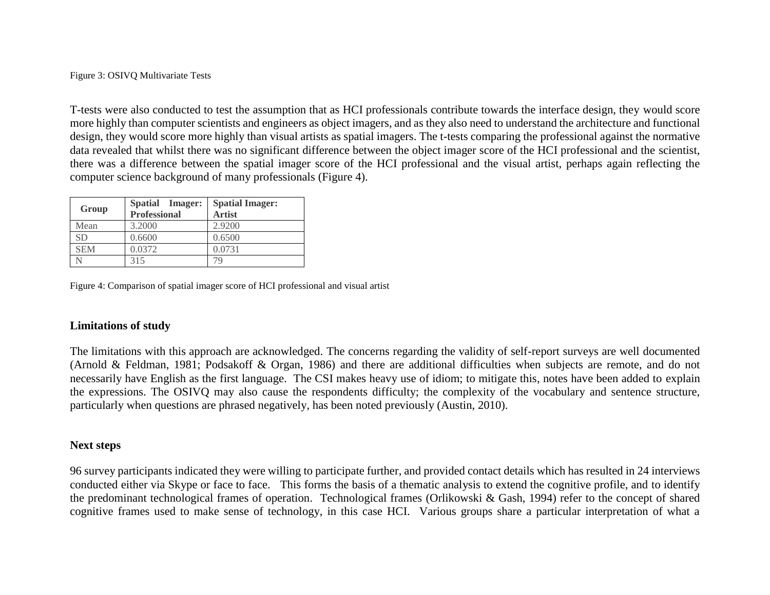Figure 3: OSIVQ Multivariate Tests

T-tests were also conducted to test the assumption that as HCI professionals contribute towards the interface design, they would score more highly than computer scientists and engineers as object imagers, and as they also need to understand the architecture and functional design, they would score more highly than visual artists as spatial imagers. The t-tests comparing the professional against the normative data revealed that whilst there was no significant difference between the object imager score of the HCI professional and the scientist, there was a difference between the spatial imager score of the HCI professional and the visual artist, perhaps again reflecting the computer science background of many professionals (Figure 4).

| Group | Spatial Imager: Professional | Spatial Imager: Artist |
|---|---|---|
| Mean | 3.2000 | 2.9200 |
| SD | 0.6600 | 0.6500 |
| SEM | 0.0372 | 0.0731 |
| N | 315 | 79 |

Figure 4: Comparison of spatial imager score of HCI professional and visual artist

## Limitations of study

The limitations with this approach are acknowledged. The concerns regarding the validity of self-report surveys are well documented (Arnold & Feldman, 1981; Podsakoff & Organ, 1986) and there are additional difficulties when subjects are remote, and do not necessarily have English as the first language. The CSI makes heavy use of idiom; to mitigate this, notes have been added to explain the expressions. The OSIVQ may also cause the respondents difficulty; the complexity of the vocabulary and sentence structure, particularly when questions are phrased negatively, has been noted previously (Austin, 2010).

## Next steps

96 survey participants indicated they were willing to participate further, and provided contact details which has resulted in 24 interviews conducted either via Skype or face to face. This forms the basis of a thematic analysis to extend the cognitive profile, and to identify the predominant technological frames of operation. Technological frames (Orlikowski & Gash, 1994) refer to the concept of shared cognitive frames used to make sense of technology, in this case HCI. Various groups share a particular interpretation of what a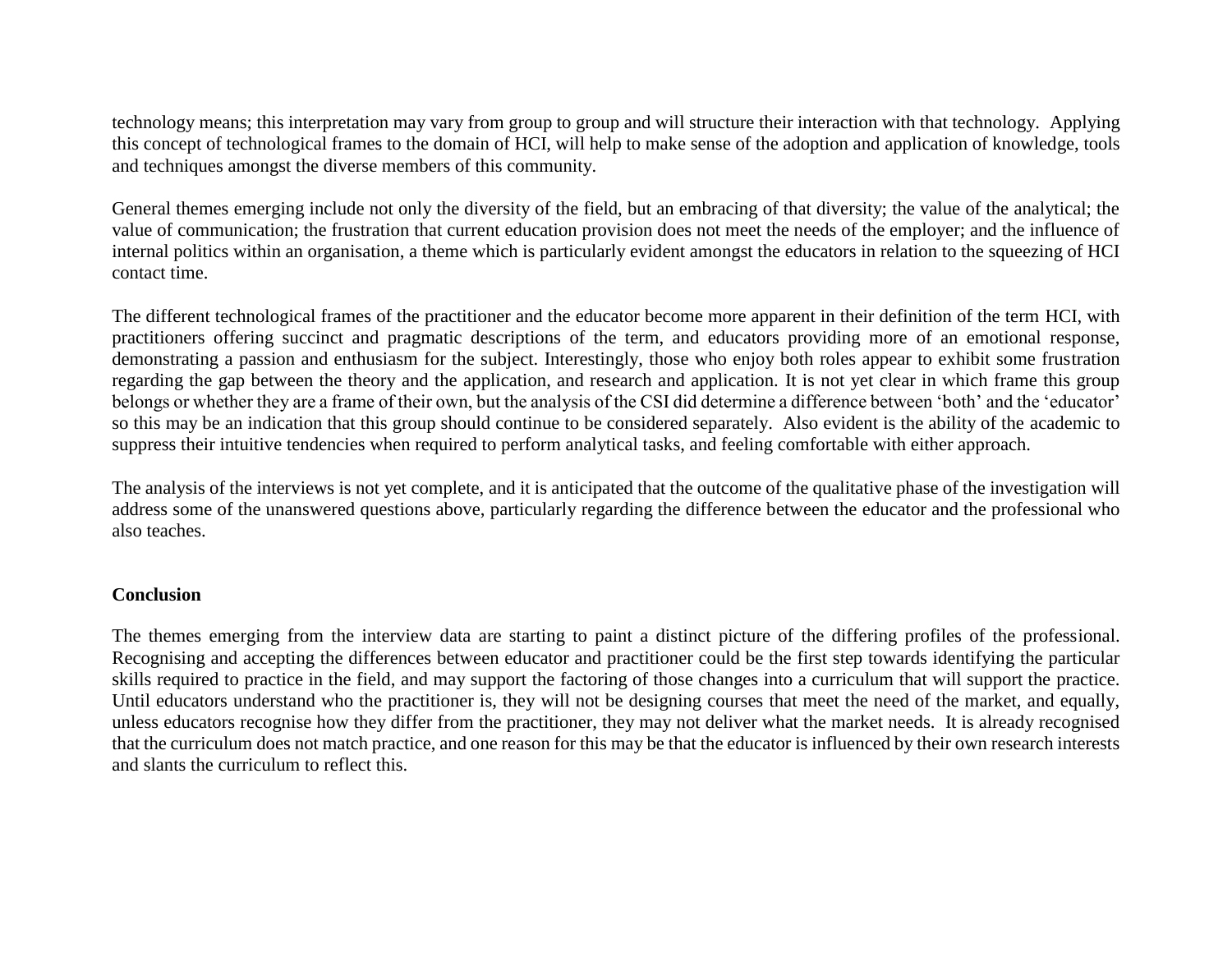technology means; this interpretation may vary from group to group and will structure their interaction with that technology. Applying this concept of technological frames to the domain of HCI, will help to make sense of the adoption and application of knowledge, tools and techniques amongst the diverse members of this community.

General themes emerging include not only the diversity of the field, but an embracing of that diversity; the value of the analytical; the value of communication; the frustration that current education provision does not meet the needs of the employer; and the influence of internal politics within an organisation, a theme which is particularly evident amongst the educators in relation to the squeezing of HCI contact time.

The different technological frames of the practitioner and the educator become more apparent in their definition of the term HCI, with practitioners offering succinct and pragmatic descriptions of the term, and educators providing more of an emotional response, demonstrating a passion and enthusiasm for the subject. Interestingly, those who enjoy both roles appear to exhibit some frustration regarding the gap between the theory and the application, and research and application. It is not yet clear in which frame this group belongs or whether they are a frame of their own, but the analysis of the CSI did determine a difference between 'both' and the 'educator' so this may be an indication that this group should continue to be considered separately. Also evident is the ability of the academic to suppress their intuitive tendencies when required to perform analytical tasks, and feeling comfortable with either approach.

The analysis of the interviews is not yet complete, and it is anticipated that the outcome of the qualitative phase of the investigation will address some of the unanswered questions above, particularly regarding the difference between the educator and the professional who also teaches.

**Conclusion**

The themes emerging from the interview data are starting to paint a distinct picture of the differing profiles of the professional. Recognising and accepting the differences between educator and practitioner could be the first step towards identifying the particular skills required to practice in the field, and may support the factoring of those changes into a curriculum that will support the practice. Until educators understand who the practitioner is, they will not be designing courses that meet the need of the market, and equally, unless educators recognise how they differ from the practitioner, they may not deliver what the market needs. It is already recognised that the curriculum does not match practice, and one reason for this may be that the educator is influenced by their own research interests and slants the curriculum to reflect this.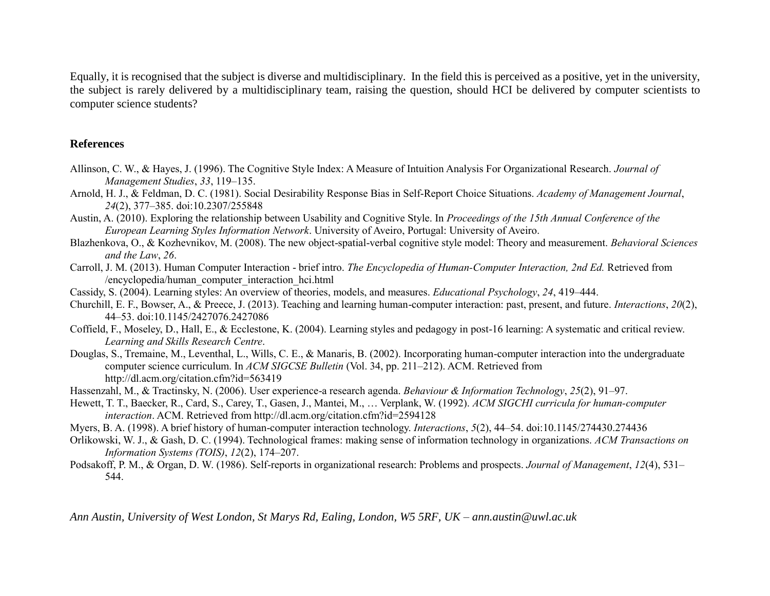Equally, it is recognised that the subject is diverse and multidisciplinary. In the field this is perceived as a positive, yet in the university, the subject is rarely delivered by a multidisciplinary team, raising the question, should HCI be delivered by computer scientists to computer science students?

## References

Allinson, C. W., & Hayes, J. (1996). The Cognitive Style Index: A Measure of Intuition Analysis For Organizational Research. *Journal of Management Studies*, *33*, 119–135.

Arnold, H. J., & Feldman, D. C. (1981). Social Desirability Response Bias in Self-Report Choice Situations. *Academy of Management Journal*, *24*(2), 377–385. doi:10.2307/255848

Austin, A. (2010). Exploring the relationship between Usability and Cognitive Style. In *Proceedings of the 15th Annual Conference of the European Learning Styles Information Network*. University of Aveiro, Portugal: University of Aveiro.

Blazhenkova, O., & Kozhevnikov, M. (2008). The new object-spatial-verbal cognitive style model: Theory and measurement. *Behavioral Sciences and the Law*, *26*.

Carroll, J. M. (2013). Human Computer Interaction - brief intro. *The Encyclopedia of Human-Computer Interaction, 2nd Ed.* Retrieved from /encyclopedia/human_computer_interaction_hci.html

Cassidy, S. (2004). Learning styles: An overview of theories, models, and measures. *Educational Psychology*, *24*, 419–444.

Churchill, E. F., Bowser, A., & Preece, J. (2013). Teaching and learning human-computer interaction: past, present, and future. *Interactions*, *20*(2), 44–53. doi:10.1145/2427076.2427086

Coffield, F., Moseley, D., Hall, E., & Ecclestone, K. (2004). Learning styles and pedagogy in post-16 learning: A systematic and critical review. *Learning and Skills Research Centre*.

Douglas, S., Tremaine, M., Leventhal, L., Wills, C. E., & Manaris, B. (2002). Incorporating human-computer interaction into the undergraduate computer science curriculum. In *ACM SIGCSE Bulletin* (Vol. 34, pp. 211–212). ACM. Retrieved from http://dl.acm.org/citation.cfm?id=563419

Hassenzahl, M., & Tractinsky, N. (2006). User experience-a research agenda. *Behaviour & Information Technology*, *25*(2), 91–97.

Hewett, T. T., Baecker, R., Card, S., Carey, T., Gasen, J., Mantei, M., … Verplank, W. (1992). *ACM SIGCHI curricula for human-computer interaction*. ACM. Retrieved from http://dl.acm.org/citation.cfm?id=2594128

Myers, B. A. (1998). A brief history of human-computer interaction technology. *Interactions*, *5*(2), 44–54. doi:10.1145/274430.274436

Orlikowski, W. J., & Gash, D. C. (1994). Technological frames: making sense of information technology in organizations. *ACM Transactions on Information Systems (TOIS)*, *12*(2), 174–207.

Podsakoff, P. M., & Organ, D. W. (1986). Self-reports in organizational research: Problems and prospects. *Journal of Management*, *12*(4), 531–544.

*Ann Austin, University of West London, St Marys Rd, Ealing, London, W5 5RF, UK – ann.austin@uwl.ac.uk*